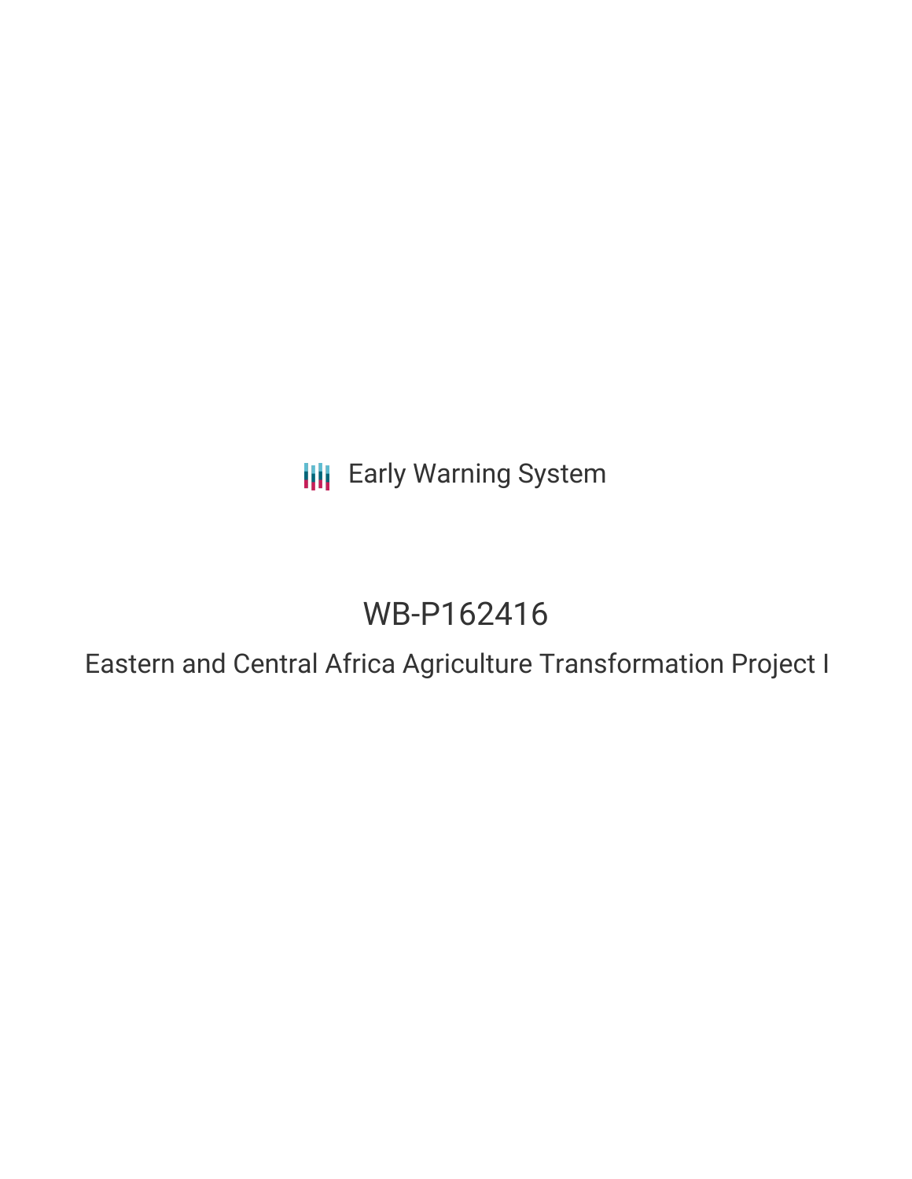Early Warning System

# WB-P162416

## Eastern and Central Africa Agriculture Transformation Project I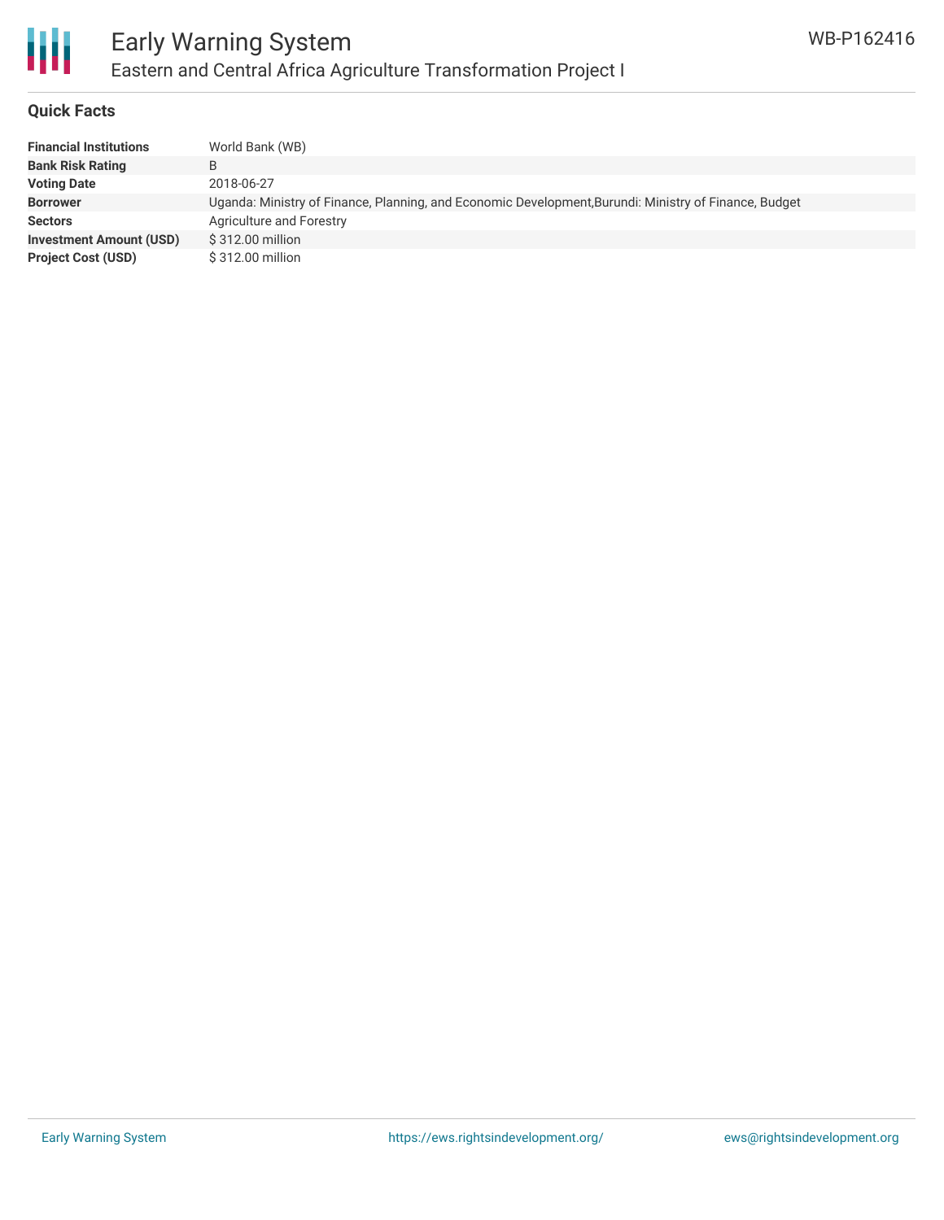## Quick Facts

| | |
|---|---|
| **Financial Institutions** | World Bank (WB) |
| **Bank Risk Rating** | B |
| **Voting Date** | 2018-06-27 |
| **Borrower** | Uganda: Ministry of Finance, Planning, and Economic Development,Burundi: Ministry of Finance, Budget |
| **Sectors** | Agriculture and Forestry |
| **Investment Amount (USD)** | $ 312.00 million |
| **Project Cost (USD)** | $ 312.00 million |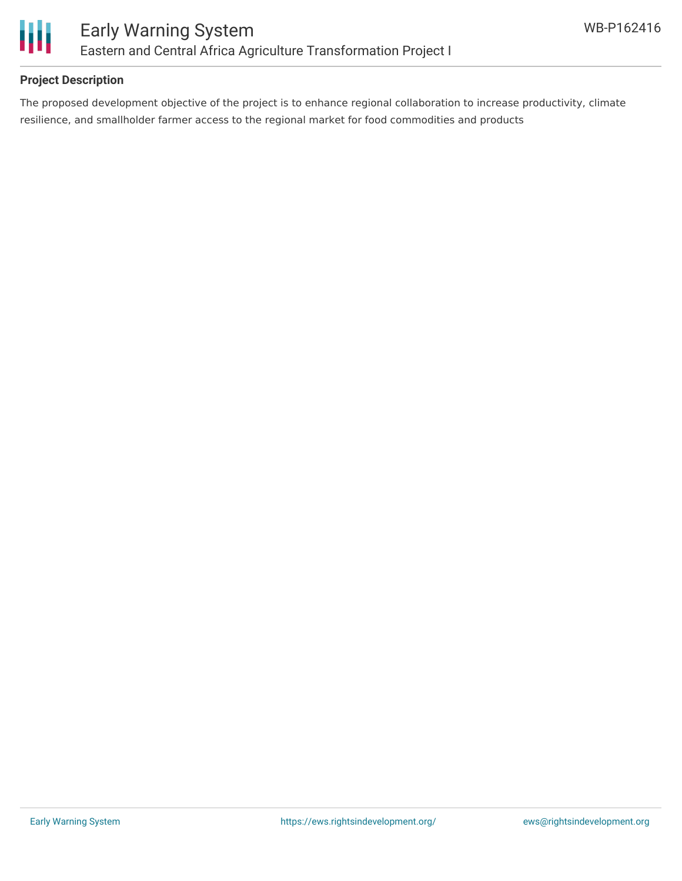**Project Description**

The proposed development objective of the project is to enhance regional collaboration to increase productivity, climate resilience, and smallholder farmer access to the regional market for food commodities and products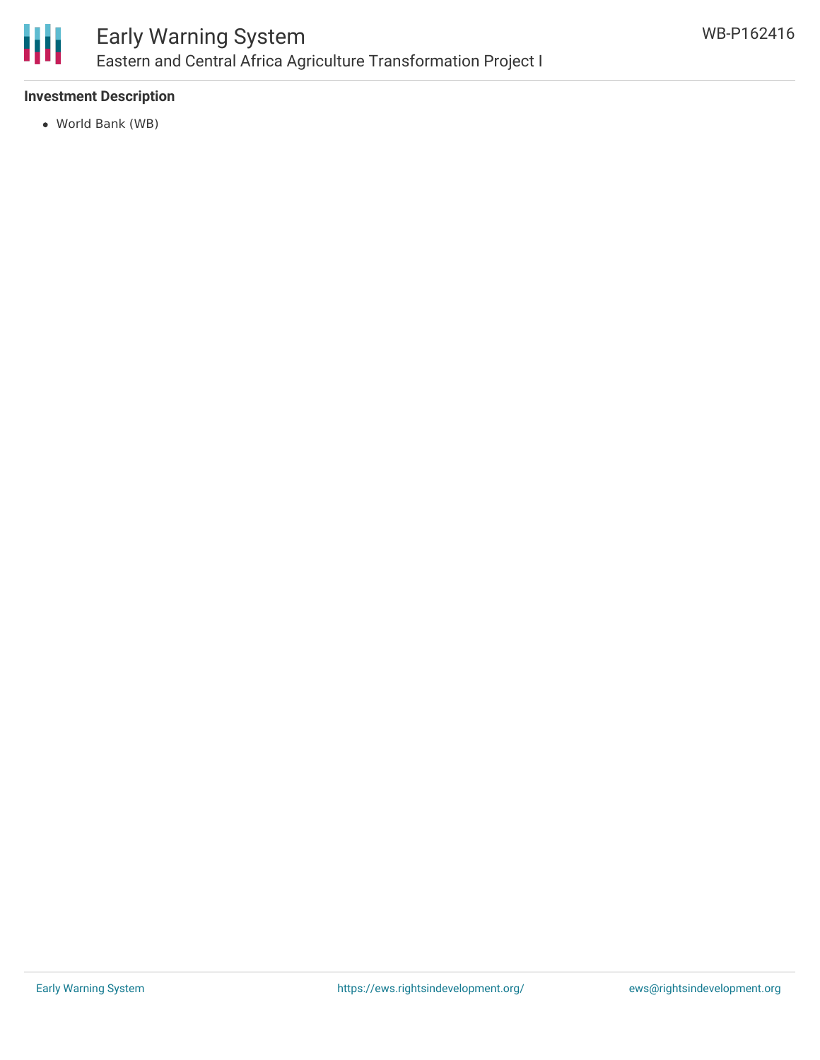**Investment Description**

- World Bank (WB)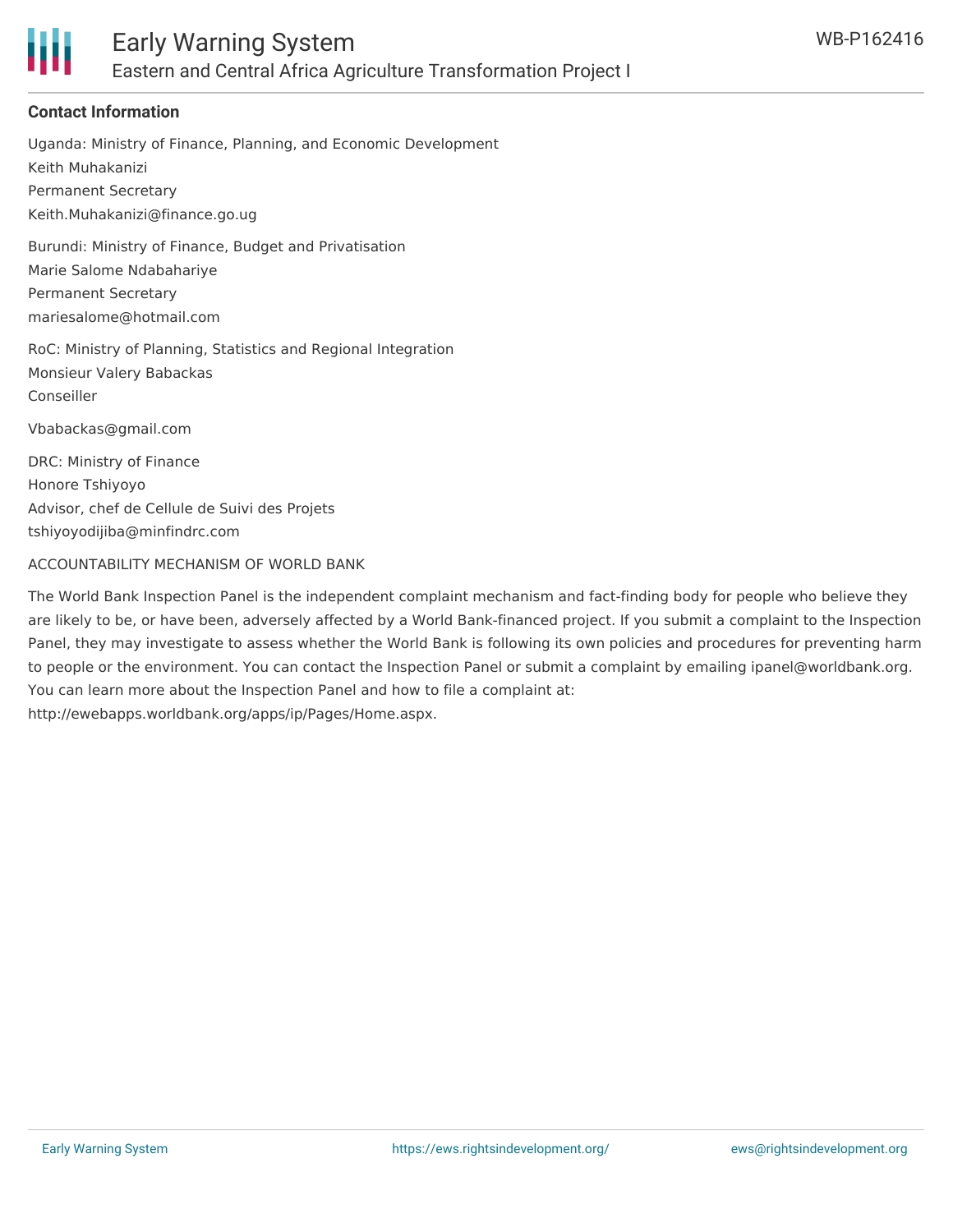## Contact Information

Uganda: Ministry of Finance, Planning, and Economic Development
Keith Muhakanizi
Permanent Secretary
Keith.Muhakanizi@finance.go.ug

Burundi: Ministry of Finance, Budget and Privatisation
Marie Salome Ndabahariye
Permanent Secretary
mariesalome@hotmail.com

RoC: Ministry of Planning, Statistics and Regional Integration
Monsieur Valery Babackas
Conseiller

Vbabackas@gmail.com

DRC: Ministry of Finance
Honore Tshiyoyo
Advisor, chef de Cellule de Suivi des Projets
tshiyoyodijiba@minfindrc.com

ACCOUNTABILITY MECHANISM OF WORLD BANK

The World Bank Inspection Panel is the independent complaint mechanism and fact-finding body for people who believe they are likely to be, or have been, adversely affected by a World Bank-financed project. If you submit a complaint to the Inspection Panel, they may investigate to assess whether the World Bank is following its own policies and procedures for preventing harm to people or the environment. You can contact the Inspection Panel or submit a complaint by emailing ipanel@worldbank.org. You can learn more about the Inspection Panel and how to file a complaint at: http://ewebapps.worldbank.org/apps/ip/Pages/Home.aspx.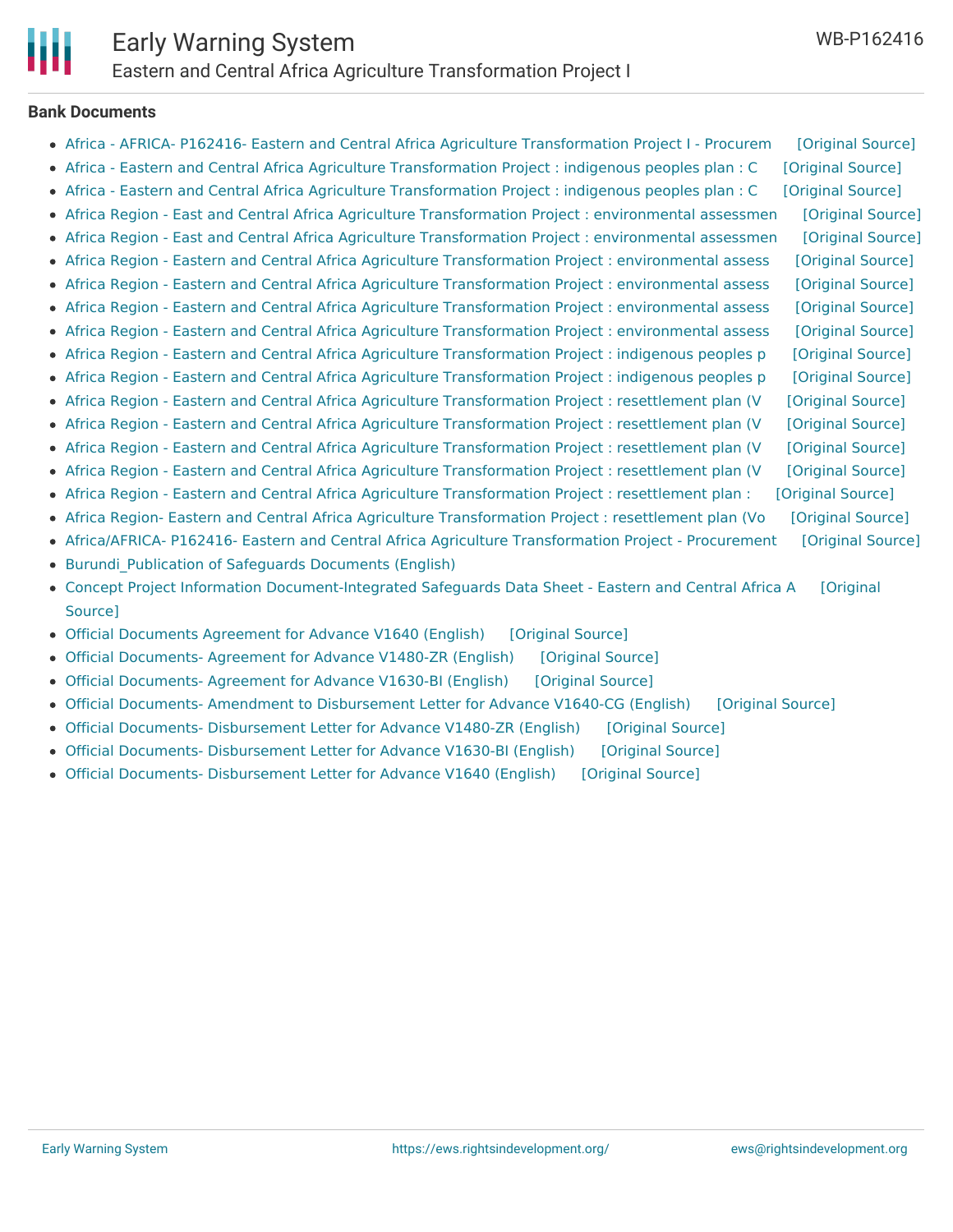## Bank Documents

- Africa - AFRICA- P162416- Eastern and Central Africa Agriculture Transformation Project I - Procurem [Original Source]
- Africa - Eastern and Central Africa Agriculture Transformation Project : indigenous peoples plan : C [Original Source]
- Africa - Eastern and Central Africa Agriculture Transformation Project : indigenous peoples plan : C [Original Source]
- Africa Region - East and Central Africa Agriculture Transformation Project : environmental assessmen [Original Source]
- Africa Region - East and Central Africa Agriculture Transformation Project : environmental assessmen [Original Source]
- Africa Region - Eastern and Central Africa Agriculture Transformation Project : environmental assess [Original Source]
- Africa Region - Eastern and Central Africa Agriculture Transformation Project : environmental assess [Original Source]
- Africa Region - Eastern and Central Africa Agriculture Transformation Project : environmental assess [Original Source]
- Africa Region - Eastern and Central Africa Agriculture Transformation Project : environmental assess [Original Source]
- Africa Region - Eastern and Central Africa Agriculture Transformation Project : indigenous peoples p [Original Source]
- Africa Region - Eastern and Central Africa Agriculture Transformation Project : indigenous peoples p [Original Source]
- Africa Region - Eastern and Central Africa Agriculture Transformation Project : resettlement plan (V [Original Source]
- Africa Region - Eastern and Central Africa Agriculture Transformation Project : resettlement plan (V [Original Source]
- Africa Region - Eastern and Central Africa Agriculture Transformation Project : resettlement plan (V [Original Source]
- Africa Region - Eastern and Central Africa Agriculture Transformation Project : resettlement plan (V [Original Source]
- Africa Region - Eastern and Central Africa Agriculture Transformation Project : resettlement plan : [Original Source]
- Africa Region- Eastern and Central Africa Agriculture Transformation Project : resettlement plan (Vo [Original Source]
- Africa/AFRICA- P162416- Eastern and Central Africa Agriculture Transformation Project - Procurement [Original Source]
- Burundi_Publication of Safeguards Documents (English)
- Concept Project Information Document-Integrated Safeguards Data Sheet - Eastern and Central Africa A [Original Source]
- Official Documents Agreement for Advance V1640 (English) [Original Source]
- Official Documents- Agreement for Advance V1480-ZR (English) [Original Source]
- Official Documents- Agreement for Advance V1630-BI (English) [Original Source]
- Official Documents- Amendment to Disbursement Letter for Advance V1640-CG (English) [Original Source]
- Official Documents- Disbursement Letter for Advance V1480-ZR (English) [Original Source]
- Official Documents- Disbursement Letter for Advance V1630-BI (English) [Original Source]
- Official Documents- Disbursement Letter for Advance V1640 (English) [Original Source]